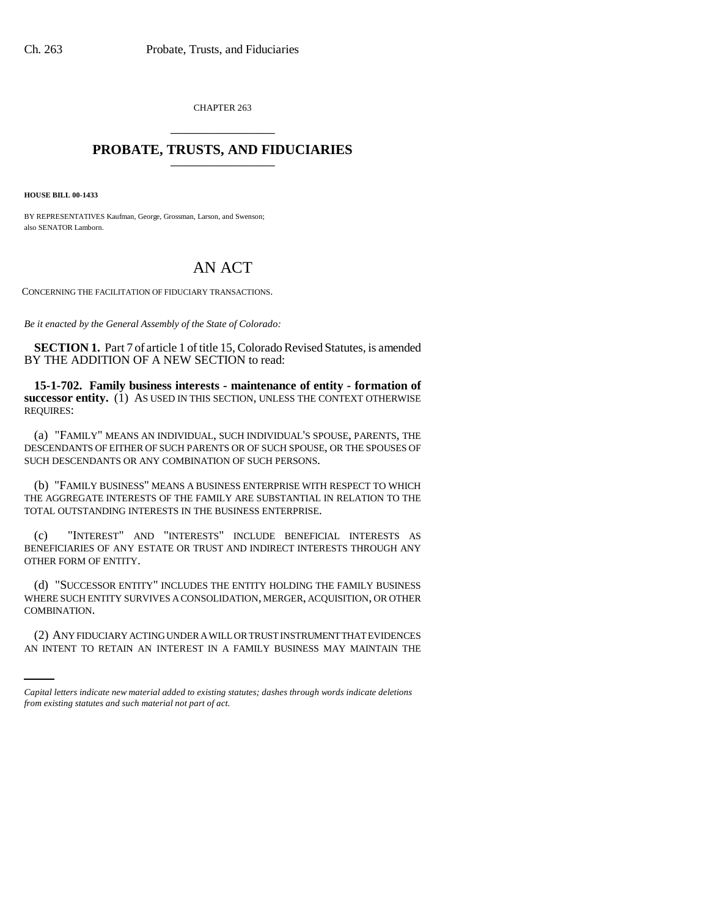CHAPTER 263

# PROBATE, TRUSTS, AND FIDUCIARIES

**HOUSE BILL 00-1433**

BY REPRESENTATIVES Kaufman, George, Grossman, Larson, and Swenson; also SENATOR Lamborn.

# AN ACT

CONCERNING THE FACILITATION OF FIDUCIARY TRANSACTIONS.

*Be it enacted by the General Assembly of the State of Colorado:*

**SECTION 1.** Part 7 of article 1 of title 15, Colorado Revised Statutes, is amended BY THE ADDITION OF A NEW SECTION to read:

**15-1-702. Family business interests - maintenance of entity - formation of successor entity.** (1) AS USED IN THIS SECTION, UNLESS THE CONTEXT OTHERWISE REQUIRES:

(a) "FAMILY" MEANS AN INDIVIDUAL, SUCH INDIVIDUAL'S SPOUSE, PARENTS, THE DESCENDANTS OF EITHER OF SUCH PARENTS OR OF SUCH SPOUSE, OR THE SPOUSES OF SUCH DESCENDANTS OR ANY COMBINATION OF SUCH PERSONS.

(b) "FAMILY BUSINESS" MEANS A BUSINESS ENTERPRISE WITH RESPECT TO WHICH THE AGGREGATE INTERESTS OF THE FAMILY ARE SUBSTANTIAL IN RELATION TO THE TOTAL OUTSTANDING INTERESTS IN THE BUSINESS ENTERPRISE.

(c) "INTEREST" AND "INTERESTS" INCLUDE BENEFICIAL INTERESTS AS BENEFICIARIES OF ANY ESTATE OR TRUST AND INDIRECT INTERESTS THROUGH ANY OTHER FORM OF ENTITY.

(d) "SUCCESSOR ENTITY" INCLUDES THE ENTITY HOLDING THE FAMILY BUSINESS WHERE SUCH ENTITY SURVIVES A CONSOLIDATION, MERGER, ACQUISITION, OR OTHER COMBINATION.

(2) ANY FIDUCIARY ACTING UNDER A WILL OR TRUST INSTRUMENT THAT EVIDENCES AN INTENT TO RETAIN AN INTEREST IN A FAMILY BUSINESS MAY MAINTAIN THE

*Capital letters indicate new material added to existing statutes; dashes through words indicate deletions from existing statutes and such material not part of act.*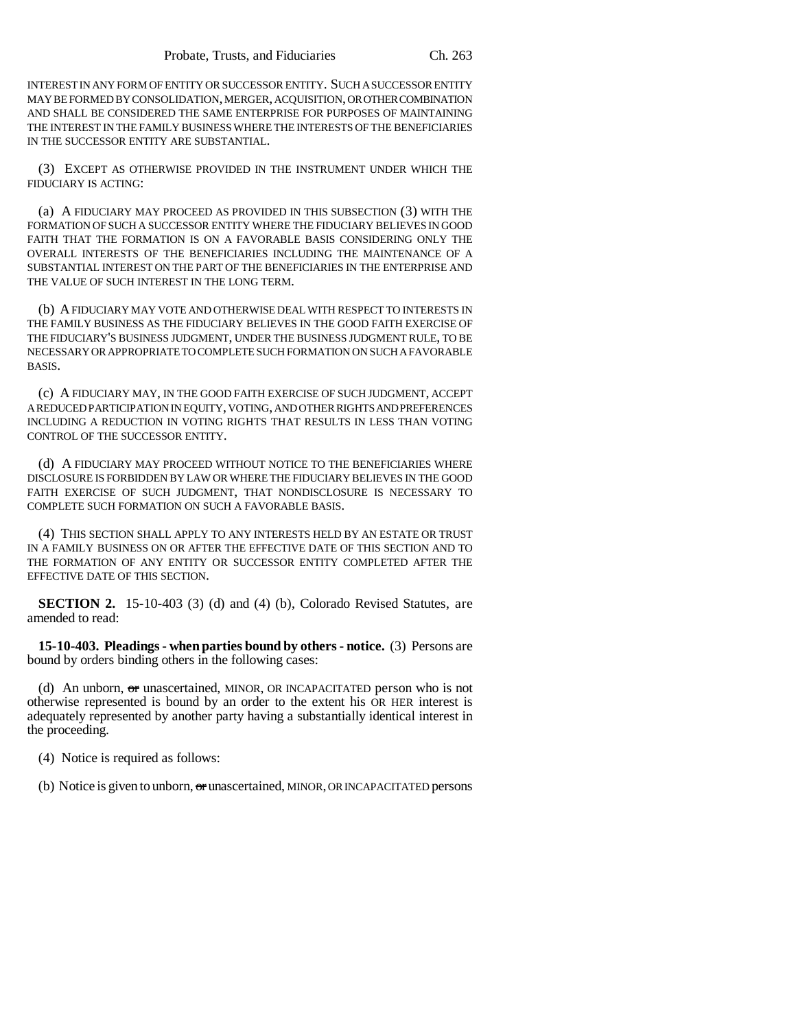INTEREST IN ANY FORM OF ENTITY OR SUCCESSOR ENTITY. SUCH A SUCCESSOR ENTITY MAY BE FORMED BY CONSOLIDATION, MERGER, ACQUISITION, OR OTHER COMBINATION AND SHALL BE CONSIDERED THE SAME ENTERPRISE FOR PURPOSES OF MAINTAINING THE INTEREST IN THE FAMILY BUSINESS WHERE THE INTERESTS OF THE BENEFICIARIES IN THE SUCCESSOR ENTITY ARE SUBSTANTIAL.

(3) EXCEPT AS OTHERWISE PROVIDED IN THE INSTRUMENT UNDER WHICH THE FIDUCIARY IS ACTING:

(a) A FIDUCIARY MAY PROCEED AS PROVIDED IN THIS SUBSECTION (3) WITH THE FORMATION OF SUCH A SUCCESSOR ENTITY WHERE THE FIDUCIARY BELIEVES IN GOOD FAITH THAT THE FORMATION IS ON A FAVORABLE BASIS CONSIDERING ONLY THE OVERALL INTERESTS OF THE BENEFICIARIES INCLUDING THE MAINTENANCE OF A SUBSTANTIAL INTEREST ON THE PART OF THE BENEFICIARIES IN THE ENTERPRISE AND THE VALUE OF SUCH INTEREST IN THE LONG TERM.

(b) A FIDUCIARY MAY VOTE AND OTHERWISE DEAL WITH RESPECT TO INTERESTS IN THE FAMILY BUSINESS AS THE FIDUCIARY BELIEVES IN THE GOOD FAITH EXERCISE OF THE FIDUCIARY'S BUSINESS JUDGMENT, UNDER THE BUSINESS JUDGMENT RULE, TO BE NECESSARY OR APPROPRIATE TO COMPLETE SUCH FORMATION ON SUCH A FAVORABLE BASIS.

(c) A FIDUCIARY MAY, IN THE GOOD FAITH EXERCISE OF SUCH JUDGMENT, ACCEPT A REDUCED PARTICIPATION IN EQUITY, VOTING, AND OTHER RIGHTS AND PREFERENCES INCLUDING A REDUCTION IN VOTING RIGHTS THAT RESULTS IN LESS THAN VOTING CONTROL OF THE SUCCESSOR ENTITY.

(d) A FIDUCIARY MAY PROCEED WITHOUT NOTICE TO THE BENEFICIARIES WHERE DISCLOSURE IS FORBIDDEN BY LAW OR WHERE THE FIDUCIARY BELIEVES IN THE GOOD FAITH EXERCISE OF SUCH JUDGMENT, THAT NONDISCLOSURE IS NECESSARY TO COMPLETE SUCH FORMATION ON SUCH A FAVORABLE BASIS.

(4) THIS SECTION SHALL APPLY TO ANY INTERESTS HELD BY AN ESTATE OR TRUST IN A FAMILY BUSINESS ON OR AFTER THE EFFECTIVE DATE OF THIS SECTION AND TO THE FORMATION OF ANY ENTITY OR SUCCESSOR ENTITY COMPLETED AFTER THE EFFECTIVE DATE OF THIS SECTION.

**SECTION 2.** 15-10-403 (3) (d) and (4) (b), Colorado Revised Statutes, are amended to read:

**15-10-403. Pleadings - when parties bound by others - notice.** (3) Persons are bound by orders binding others in the following cases:

(d) An unborn, ~~or~~ unascertained, MINOR, OR INCAPACITATED person who is not otherwise represented is bound by an order to the extent his OR HER interest is adequately represented by another party having a substantially identical interest in the proceeding.

(4) Notice is required as follows:

(b) Notice is given to unborn, ~~or~~ unascertained, MINOR, OR INCAPACITATED persons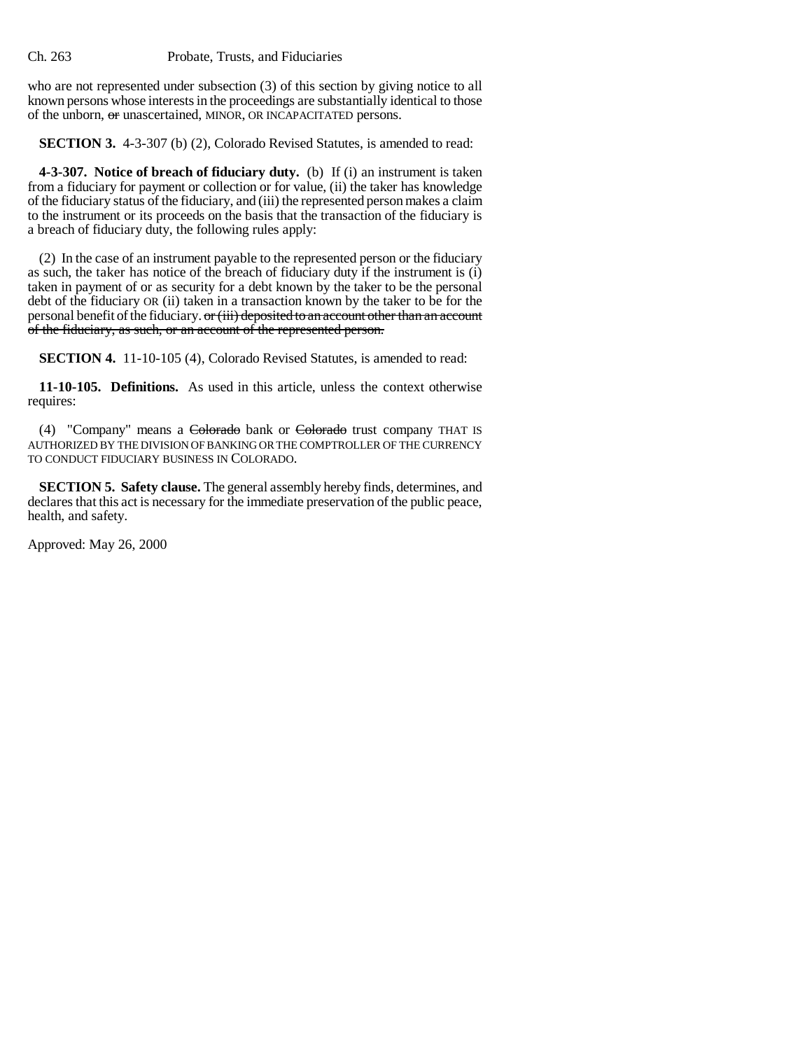who are not represented under subsection (3) of this section by giving notice to all known persons whose interests in the proceedings are substantially identical to those of the unborn, ~~or~~ unascertained, MINOR, OR INCAPACITATED persons.

**SECTION 3.** 4-3-307 (b) (2), Colorado Revised Statutes, is amended to read:

**4-3-307. Notice of breach of fiduciary duty.** (b) If (i) an instrument is taken from a fiduciary for payment or collection or for value, (ii) the taker has knowledge of the fiduciary status of the fiduciary, and (iii) the represented person makes a claim to the instrument or its proceeds on the basis that the transaction of the fiduciary is a breach of fiduciary duty, the following rules apply:

(2) In the case of an instrument payable to the represented person or the fiduciary as such, the taker has notice of the breach of fiduciary duty if the instrument is (i) taken in payment of or as security for a debt known by the taker to be the personal debt of the fiduciary OR (ii) taken in a transaction known by the taker to be for the personal benefit of the fiduciary. ~~or (iii) deposited to an account other than an account of the fiduciary, as such, or an account of the represented person.~~

**SECTION 4.** 11-10-105 (4), Colorado Revised Statutes, is amended to read:

**11-10-105. Definitions.** As used in this article, unless the context otherwise requires:

(4) "Company" means a ~~Colorado~~ bank or ~~Colorado~~ trust company THAT IS AUTHORIZED BY THE DIVISION OF BANKING OR THE COMPTROLLER OF THE CURRENCY TO CONDUCT FIDUCIARY BUSINESS IN COLORADO.

**SECTION 5. Safety clause.** The general assembly hereby finds, determines, and declares that this act is necessary for the immediate preservation of the public peace, health, and safety.

Approved: May 26, 2000